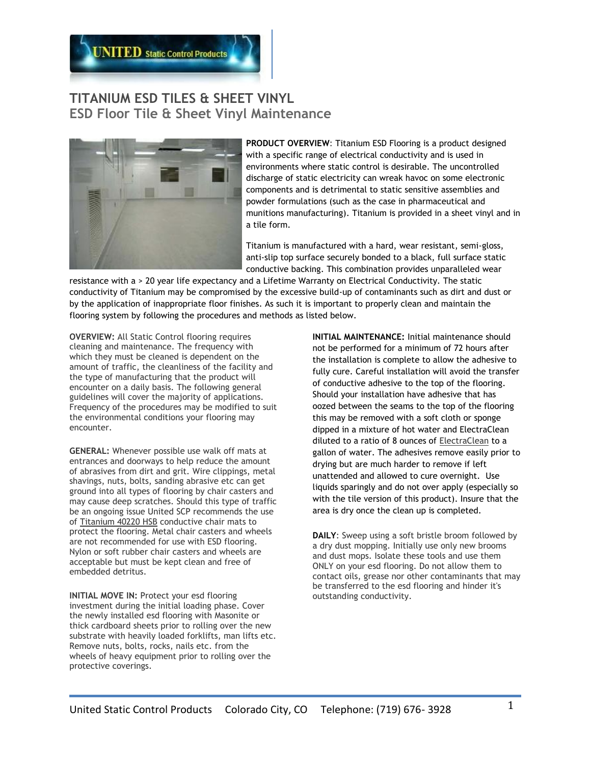# TITANIUM ESD TILES & SHEET VINYL

## ESD Floor Tile & Sheet Vinyl Maintenance

**PRODUCT OVERVIEW**: Titanium ESD Flooring is a product designed with a specific range of electrical conductivity and is used in environments where static control is desirable. The uncontrolled discharge of static electricity can wreak havoc on some electronic components and is detrimental to static sensitive assemblies and powder formulations (such as the case in pharmaceutical and munitions manufacturing). Titanium is provided in a sheet vinyl and in a tile form.

Titanium is manufactured with a hard, wear resistant, semi-gloss, anti-slip top surface securely bonded to a black, full surface static conductive backing. This combination provides unparalleled wear resistance with a > 20 year life expectancy and a Lifetime Warranty on Electrical Conductivity. The static conductivity of Titanium may be compromised by the excessive build-up of contaminants such as dirt and dust or by the application of inappropriate floor finishes. As such it is important to properly clean and maintain the flooring system by following the procedures and methods as listed below.

**OVERVIEW:** All Static Control flooring requires cleaning and maintenance. The frequency with which they must be cleaned is dependent on the amount of traffic, the cleanliness of the facility and the type of manufacturing that the product will encounter on a daily basis. The following general guidelines will cover the majority of applications. Frequency of the procedures may be modified to suit the environmental conditions your flooring may encounter.

**GENERAL:** Whenever possible use walk off mats at entrances and doorways to help reduce the amount of abrasives from dirt and grit. Wire clippings, metal shavings, nuts, bolts, sanding abrasive etc can get ground into all types of flooring by chair casters and may cause deep scratches. Should this type of traffic be an ongoing issue United SCP recommends the use of Titanium 40220 HSB conductive chair mats to protect the flooring. Metal chair casters and wheels are not recommended for use with ESD flooring. Nylon or soft rubber chair casters and wheels are acceptable but must be kept clean and free of embedded detritus.

**INITIAL MOVE IN:** Protect your esd flooring investment during the initial loading phase. Cover the newly installed esd flooring with Masonite or thick cardboard sheets prior to rolling over the new substrate with heavily loaded forklifts, man lifts etc. Remove nuts, bolts, rocks, nails etc. from the wheels of heavy equipment prior to rolling over the protective coverings.

**INITIAL MAINTENANCE:** Initial maintenance should not be performed for a minimum of 72 hours after the installation is complete to allow the adhesive to fully cure. Careful installation will avoid the transfer of conductive adhesive to the top of the flooring. Should your installation have adhesive that has oozed between the seams to the top of the flooring this may be removed with a soft cloth or sponge dipped in a mixture of hot water and ElectraClean diluted to a ratio of 8 ounces of ElectraClean to a gallon of water. The adhesives remove easily prior to drying but are much harder to remove if left unattended and allowed to cure overnight. Use liquids sparingly and do not over apply (especially so with the tile version of this product). Insure that the area is dry once the clean up is completed.

**DAILY**: Sweep using a soft bristle broom followed by a dry dust mopping. Initially use only new brooms and dust mops. Isolate these tools and use them ONLY on your esd flooring. Do not allow them to contact oils, grease nor other contaminants that may be transferred to the esd flooring and hinder it's outstanding conductivity.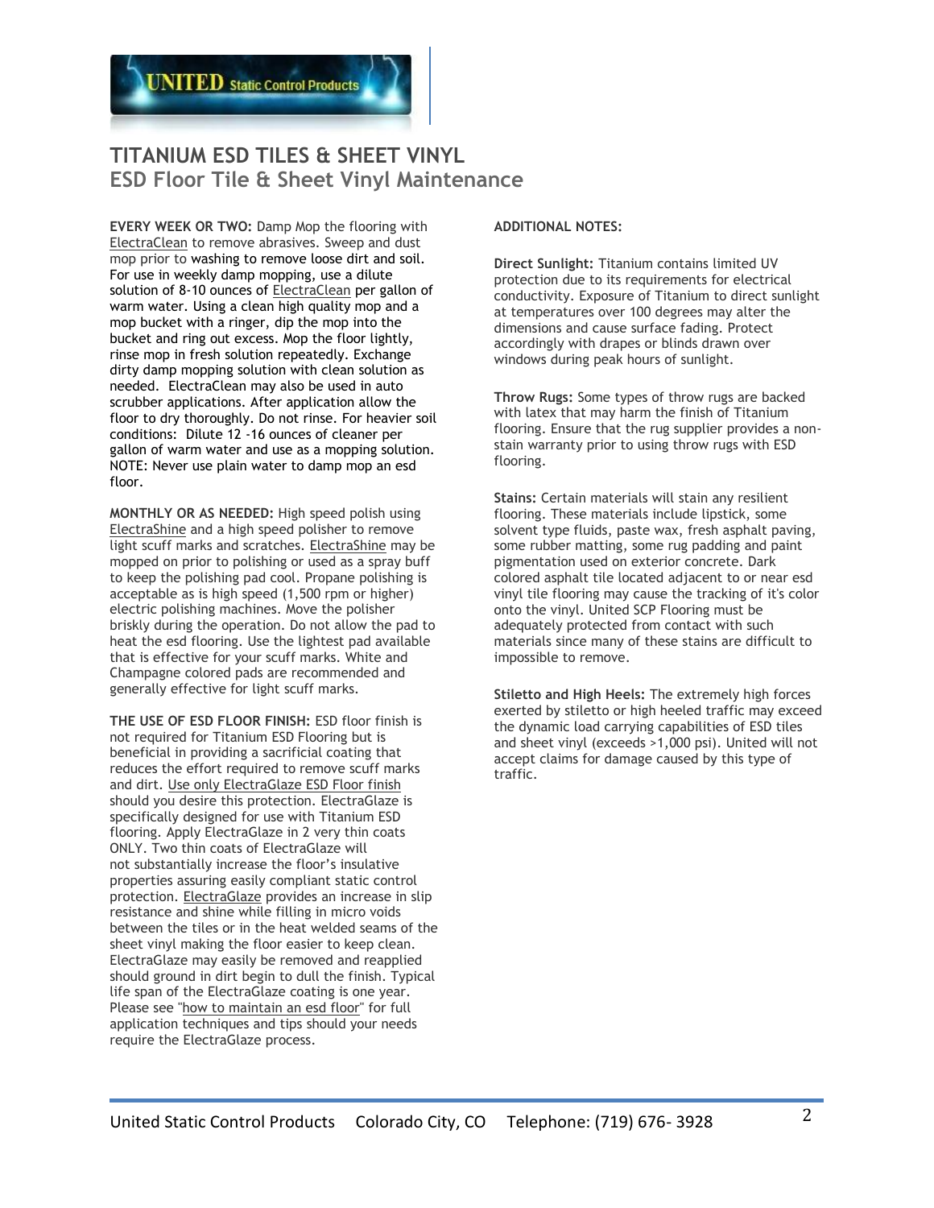# TITANIUM ESD TILES & SHEET VINYL

## ESD Floor Tile & Sheet Vinyl Maintenance

**EVERY WEEK OR TWO:** Damp Mop the flooring with ElectraClean to remove abrasives. Sweep and dust mop prior to washing to remove loose dirt and soil. For use in weekly damp mopping, use a dilute solution of 8-10 ounces of ElectraClean per gallon of warm water. Using a clean high quality mop and a mop bucket with a ringer, dip the mop into the bucket and ring out excess. Mop the floor lightly, rinse mop in fresh solution repeatedly. Exchange dirty damp mopping solution with clean solution as needed. ElectraClean may also be used in auto scrubber applications. After application allow the floor to dry thoroughly. Do not rinse. For heavier soil conditions: Dilute 12 -16 ounces of cleaner per gallon of warm water and use as a mopping solution. NOTE: Never use plain water to damp mop an esd floor.

**MONTHLY OR AS NEEDED:** High speed polish using ElectraShine and a high speed polisher to remove light scuff marks and scratches. ElectraShine may be mopped on prior to polishing or used as a spray buff to keep the polishing pad cool. Propane polishing is acceptable as is high speed (1,500 rpm or higher) electric polishing machines. Move the polisher briskly during the operation. Do not allow the pad to heat the esd flooring. Use the lightest pad available that is effective for your scuff marks. White and Champagne colored pads are recommended and generally effective for light scuff marks.

**THE USE OF ESD FLOOR FINISH:** ESD floor finish is not required for Titanium ESD Flooring but is beneficial in providing a sacrificial coating that reduces the effort required to remove scuff marks and dirt. Use only ElectraGlaze ESD Floor finish should you desire this protection. ElectraGlaze is specifically designed for use with Titanium ESD flooring. Apply ElectraGlaze in 2 very thin coats ONLY. Two thin coats of ElectraGlaze will not substantially increase the floor's insulative properties assuring easily compliant static control protection. ElectraGlaze provides an increase in slip resistance and shine while filling in micro voids between the tiles or in the heat welded seams of the sheet vinyl making the floor easier to keep clean. ElectraGlaze may easily be removed and reapplied should ground in dirt begin to dull the finish. Typical life span of the ElectraGlaze coating is one year. Please see "how to maintain an esd floor" for full application techniques and tips should your needs require the ElectraGlaze process.

**ADDITIONAL NOTES:**

**Direct Sunlight:** Titanium contains limited UV protection due to its requirements for electrical conductivity. Exposure of Titanium to direct sunlight at temperatures over 100 degrees may alter the dimensions and cause surface fading. Protect accordingly with drapes or blinds drawn over windows during peak hours of sunlight.

**Throw Rugs:** Some types of throw rugs are backed with latex that may harm the finish of Titanium flooring. Ensure that the rug supplier provides a non-stain warranty prior to using throw rugs with ESD flooring.

**Stains:** Certain materials will stain any resilient flooring. These materials include lipstick, some solvent type fluids, paste wax, fresh asphalt paving, some rubber matting, some rug padding and paint pigmentation used on exterior concrete. Dark colored asphalt tile located adjacent to or near esd vinyl tile flooring may cause the tracking of it's color onto the vinyl. United SCP Flooring must be adequately protected from contact with such materials since many of these stains are difficult to impossible to remove.

**Stiletto and High Heels:** The extremely high forces exerted by stiletto or high heeled traffic may exceed the dynamic load carrying capabilities of ESD tiles and sheet vinyl (exceeds >1,000 psi). United will not accept claims for damage caused by this type of traffic.

United Static Control Products Colorado City, CO Telephone: (719) 676- 3928